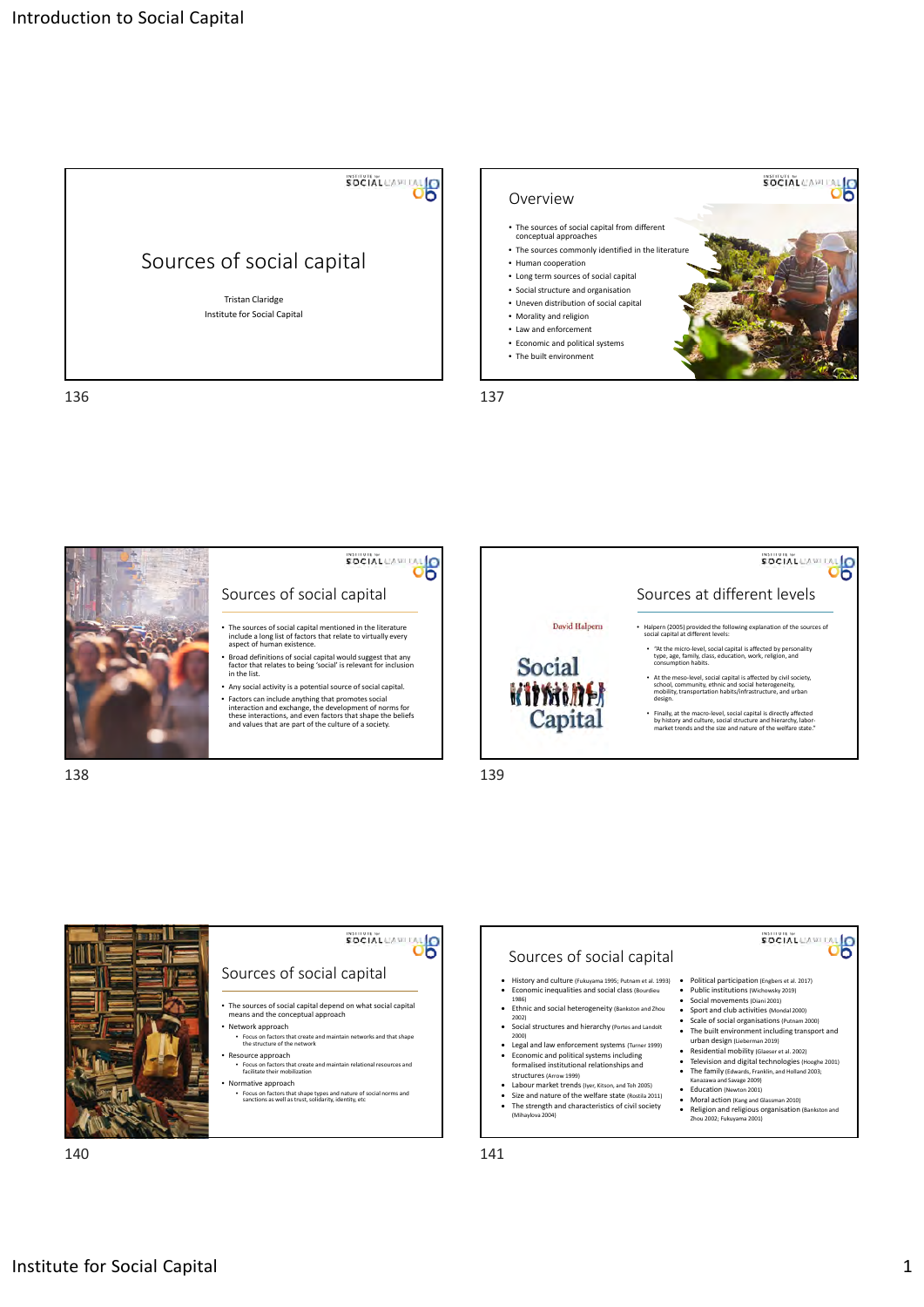## Sources of social capital

Tristan Claridge

Institute for Social Capital

## Overview

- The sources of social capital from different conceptual approaches
- The sources commonly identified in the literature
- Human cooperation
- Long term sources of social capital
- Social structure and organisation
- Uneven distribution of social capital
- Morality and religion
- Law and enforcement
- Economic and political systems
- The built environment

## Sources of social capital

- The sources of social capital mentioned in the literature include a long list of factors that relate to virtually every aspect of human existence.
- Broad definitions of social capital would suggest that any factor that relates to being 'social' is relevant for inclusion in the list.
- Any social activity is a potential source of social capital.
- Factors can include anything that promotes social interaction and exchange, the development of norms for these interactions, and even factors that shape the beliefs and values that are part of the culture of a society.

## Sources at different levels

- Halpern (2005) provided the following explanation of the sources of social capital at different levels:
  - "At the micro-level, social capital is affected by personality type, age, family, class, education, work, religion, and consumption habits.
  - At the meso-level, social capital is affected by civil society, school, community, ethnic and social heterogeneity, mobility, transportation habits/infrastructure, and urban design.
  - Finally, at the macro-level, social capital is directly affected by history and culture, social structure and hierarchy, labor-market trends and the size and nature of the welfare state."

## Sources of social capital

- The sources of social capital depend on what social capital means and the conceptual approach
- Network approach
  - Focus on factors that create and maintain networks and that shape the structure of the network
- Resource approach
  - Focus on factors that create and maintain relational resources and facilitate their mobilization
- Normative approach
  - Focus on factors that shape types and nature of social norms and sanctions as well as trust, solidarity, identity, etc

## Sources of social capital

- History and culture (Fukuyama 1995; Putnam et al. 1993)
- Economic inequalities and social class (Bourdieu 1986)
- Ethnic and social heterogeneity (Bankston and Zhou 2002)
- Social structures and hierarchy (Portes and Landolt 2000)
- Legal and law enforcement systems (Turner 1999)
- Economic and political systems including formalised institutional relationships and structures (Arrow 1999)
- Labour market trends (Iyer, Kitson, and Toh 2005)
- Size and nature of the welfare state (Rostila 2011)
- The strength and characteristics of civil society (Mihaylova 2004)
- Political participation (Engbers et al. 2017)
- Public institutions (Wichowsky 2019)
- Social movements (Diani 2001)
- Sport and club activities (Mondal 2000)
- Scale of social organisations (Putnam 2000)
- The built environment including transport and urban design (Lieberman 2019)
- Residential mobility (Glaeser et al. 2002)
- Television and digital technologies (Hooghe 2001)
- The family (Edwards, Franklin, and Holland 2003; Kanazawa and Savage 2009)
- Education (Newton 2001)
- Moral action (Kang and Glassman 2010)
- Religion and religious organisation (Bankston and Zhou 2002; Fukuyama 2001)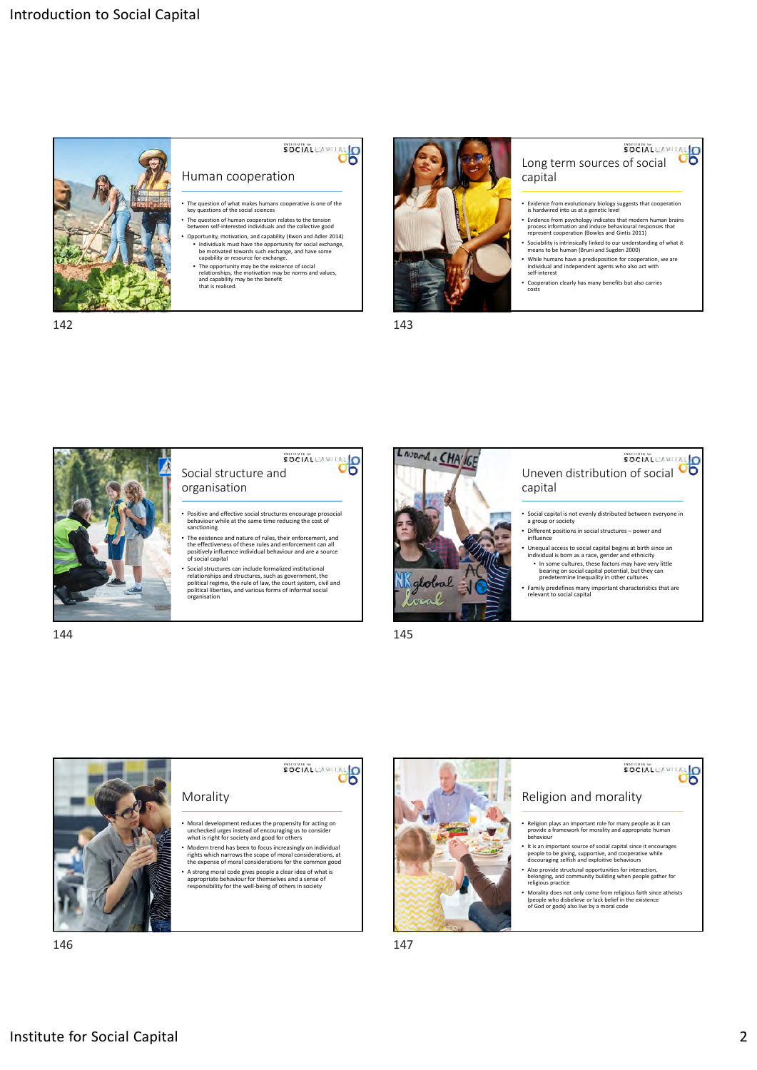## Human cooperation

- The question of what makes humans cooperative is one of the key questions of the social sciences
- The question of human cooperation relates to the tension between self-interested individuals and the collective good
- Opportunity, motivation, and capability (Kwon and Adler 2014)
  - Individuals must have the opportunity for social exchange, be motivated towards such exchange, and have some capability or resource for exchange.
  - The opportunity may be the existence of social relationships, the motivation may be norms and values, and capability may be the benefit that is realised.

142

## Long term sources of social capital

- Evidence from evolutionary biology suggests that cooperation is hardwired into us at a genetic level
- Evidence from psychology indicates that modern human brains process information and induce behavioural responses that represent cooperation (Bowles and Gintis 2011)
- Sociability is intrinsically linked to our understanding of what it means to be human (Bruni and Sugden 2000)
- While humans have a predisposition for cooperation, we are individual and independent agents who also act with self-interest
- Cooperation clearly has many benefits but also carries costs

143

## Social structure and organisation

- Positive and effective social structures encourage prosocial behaviour while at the same time reducing the cost of sanctioning
- The existence and nature of rules, their enforcement, and the effectiveness of these rules and enforcement can all positively influence individual behaviour and are a source of social capital
- Social structures can include formalized institutional relationships and structures, such as government, the political regime, the rule of law, the court system, civil and political liberties, and various forms of informal social organisation

144

## Uneven distribution of social capital

- Social capital is not evenly distributed between everyone in a group or society
- Different positions in social structures – power and influence
- Unequal access to social capital begins at birth since an individual is born as a race, gender and ethnicity
  - In some cultures, these factors may have very little bearing on social capital potential, but they can predetermine inequality in other cultures
- Family predefines many important characteristics that are relevant to social capital

145

## Morality

- Moral development reduces the propensity for acting on unchecked urges instead of encouraging us to consider what is right for society and good for others
- Modern trend has been to focus increasingly on individual rights which narrows the scope of moral considerations, at the expense of moral considerations for the common good
- A strong moral code gives people a clear idea of what is appropriate behaviour for themselves and a sense of responsibility for the well-being of others in society

146

## Religion and morality

- Religion plays an important role for many people as it can provide a framework for morality and appropriate human behaviour
- It is an important source of social capital since it encourages people to be giving, supportive, and cooperative while discouraging selfish and exploitive behaviours
- Also provide structural opportunities for interaction, belonging, and community building when people gather for religious practice
- Morality does not only come from religious faith since atheists (people who disbelieve or lack belief in the existence of God or gods) also live by a moral code

147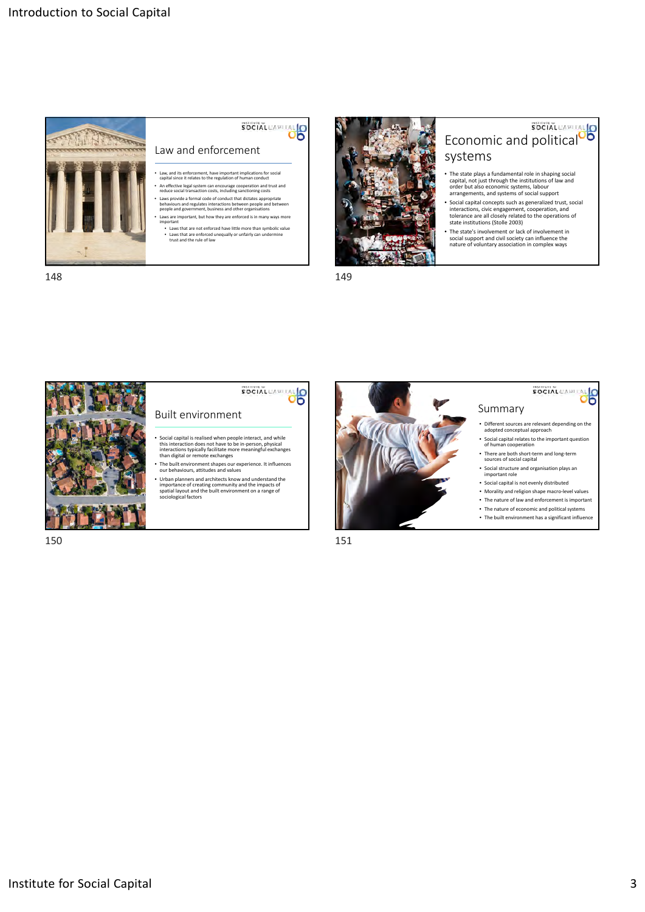## Law and enforcement

- Law, and its enforcement, have important implications for social capital since it relates to the regulation of human conduct
- An effective legal system can encourage cooperation and trust and reduce social transaction costs, including sanctioning costs
- Laws provide a formal code of conduct that dictates appropriate behaviours and regulates interactions between people and between people and government, business and other organisations
- Laws are important, but how they are enforced is in many ways more important
  - Laws that are not enforced have little more than symbolic value
  - Laws that are enforced unequally or unfairly can undermine trust and the rule of law

148

## Economic and political systems

- The state plays a fundamental role in shaping social capital, not just through the institutions of law and order but also economic systems, labour arrangements, and systems of social support
- Social capital concepts such as generalized trust, social interactions, civic engagement, cooperation, and tolerance are all closely related to the operations of state institutions (Stolle 2003)
- The state's involvement or lack of involvement in social support and civil society can influence the nature of voluntary association in complex ways

149

## Built environment

- Social capital is realised when people interact, and while this interaction does not have to be in-person, physical interactions typically facilitate more meaningful exchanges than digital or remote exchanges
- The built environment shapes our experience. It influences our behaviours, attitudes and values
- Urban planners and architects know and understand the importance of creating community and the impacts of spatial layout and the built environment on a range of sociological factors

150

## Summary

- Different sources are relevant depending on the adopted conceptual approach
- Social capital relates to the important question of human cooperation
- There are both short-term and long-term sources of social capital
- Social structure and organisation plays an important role
- Social capital is not evenly distributed
- Morality and religion shape macro-level values
- The nature of law and enforcement is important
- The nature of economic and political systems
- The built environment has a significant influence

151